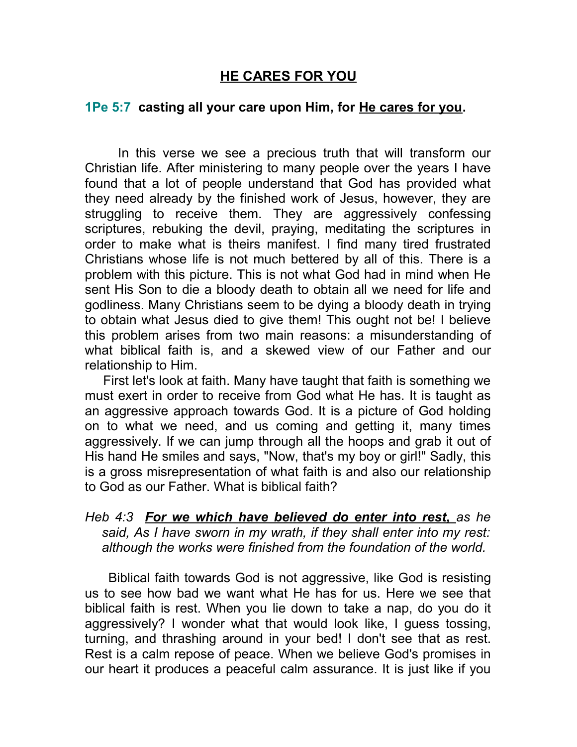# <u>HE CARES FOR YOU</u>

**1Pe 5:7 casting all your care upon Him, for <u>He cares for you</u>.**

In this verse we see a precious truth that will transform our Christian life. After ministering to many people over the years I have found that a lot of people understand that God has provided what they need already by the finished work of Jesus, however, they are struggling to receive them. They are aggressively confessing scriptures, rebuking the devil, praying, meditating the scriptures in order to make what is theirs manifest. I find many tired frustrated Christians whose life is not much bettered by all of this. There is a problem with this picture. This is not what God had in mind when He sent His Son to die a bloody death to obtain all we need for life and godliness. Many Christians seem to be dying a bloody death in trying to obtain what Jesus died to give them! This ought not be! I believe this problem arises from two main reasons: a misunderstanding of what biblical faith is, and a skewed view of our Father and our relationship to Him.

First let's look at faith. Many have taught that faith is something we must exert in order to receive from God what He has. It is taught as an aggressive approach towards God. It is a picture of God holding on to what we need, and us coming and getting it, many times aggressively. If we can jump through all the hoops and grab it out of His hand He smiles and says, "Now, that's my boy or girl!" Sadly, this is a gross misrepresentation of what faith is and also our relationship to God as our Father. What is biblical faith?

*Heb 4:3 **<u>For we which have believed do enter into rest,</u>** as he said, As I have sworn in my wrath, if they shall enter into my rest: although the works were finished from the foundation of the world.*

Biblical faith towards God is not aggressive, like God is resisting us to see how bad we want what He has for us. Here we see that biblical faith is rest. When you lie down to take a nap, do you do it aggressively? I wonder what that would look like, I guess tossing, turning, and thrashing around in your bed! I don't see that as rest. Rest is a calm repose of peace. When we believe God's promises in our heart it produces a peaceful calm assurance. It is just like if you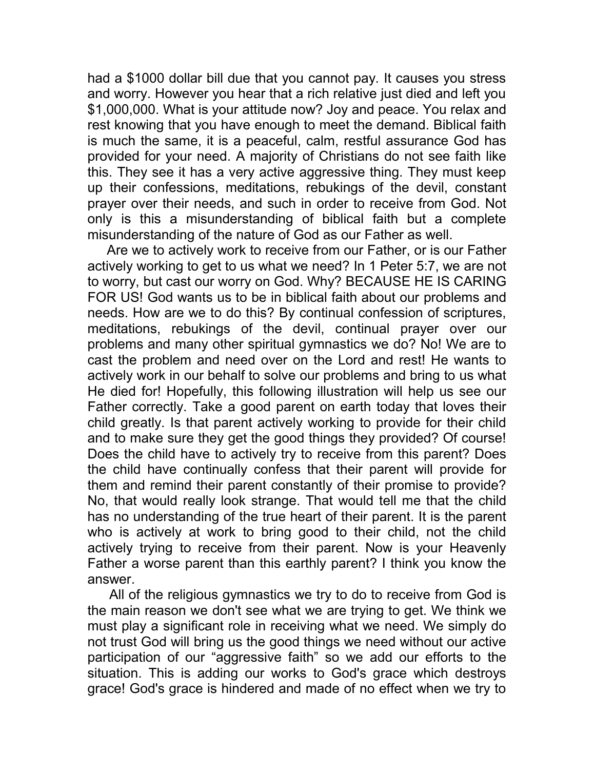had a $1000 dollar bill due that you cannot pay. It causes you stress and worry. However you hear that a rich relative just died and left you $1,000,000. What is your attitude now? Joy and peace. You relax and rest knowing that you have enough to meet the demand. Biblical faith is much the same, it is a peaceful, calm, restful assurance God has provided for your need. A majority of Christians do not see faith like this. They see it has a very active aggressive thing. They must keep up their confessions, meditations, rebukings of the devil, constant prayer over their needs, and such in order to receive from God. Not only is this a misunderstanding of biblical faith but a complete misunderstanding of the nature of God as our Father as well.

Are we to actively work to receive from our Father, or is our Father actively working to get to us what we need? In 1 Peter 5:7, we are not to worry, but cast our worry on God. Why? BECAUSE HE IS CARING FOR US! God wants us to be in biblical faith about our problems and needs. How are we to do this? By continual confession of scriptures, meditations, rebukings of the devil, continual prayer over our problems and many other spiritual gymnastics we do? No! We are to cast the problem and need over on the Lord and rest! He wants to actively work in our behalf to solve our problems and bring to us what He died for! Hopefully, this following illustration will help us see our Father correctly. Take a good parent on earth today that loves their child greatly. Is that parent actively working to provide for their child and to make sure they get the good things they provided? Of course! Does the child have to actively try to receive from this parent? Does the child have continually confess that their parent will provide for them and remind their parent constantly of their promise to provide? No, that would really look strange. That would tell me that the child has no understanding of the true heart of their parent. It is the parent who is actively at work to bring good to their child, not the child actively trying to receive from their parent. Now is your Heavenly Father a worse parent than this earthly parent? I think you know the answer.

All of the religious gymnastics we try to do to receive from God is the main reason we don't see what we are trying to get. We think we must play a significant role in receiving what we need. We simply do not trust God will bring us the good things we need without our active participation of our "aggressive faith" so we add our efforts to the situation. This is adding our works to God's grace which destroys grace! God's grace is hindered and made of no effect when we try to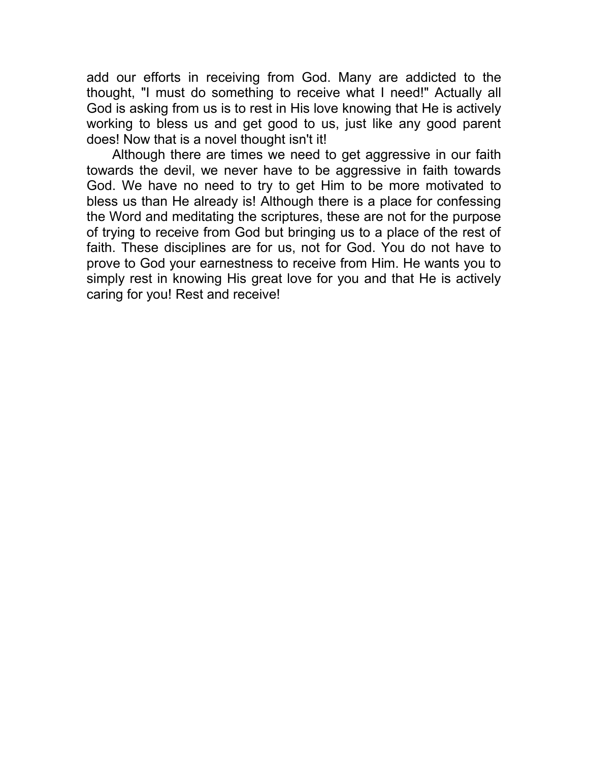add our efforts in receiving from God. Many are addicted to the thought, "I must do something to receive what I need!" Actually all God is asking from us is to rest in His love knowing that He is actively working to bless us and get good to us, just like any good parent does! Now that is a novel thought isn't it!

Although there are times we need to get aggressive in our faith towards the devil, we never have to be aggressive in faith towards God. We have no need to try to get Him to be more motivated to bless us than He already is! Although there is a place for confessing the Word and meditating the scriptures, these are not for the purpose of trying to receive from God but bringing us to a place of the rest of faith. These disciplines are for us, not for God. You do not have to prove to God your earnestness to receive from Him. He wants you to simply rest in knowing His great love for you and that He is actively caring for you! Rest and receive!